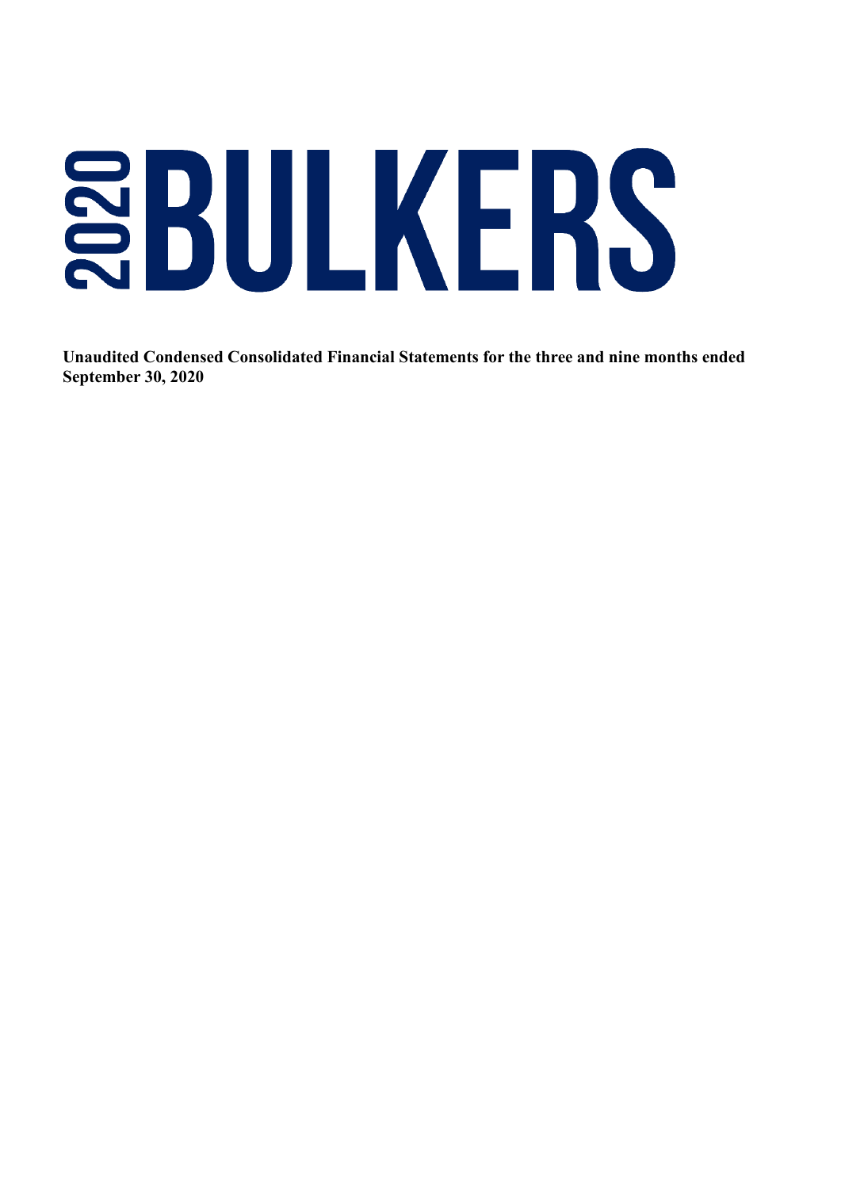# 2020 BULKERS

**Unaudited Condensed Consolidated Financial Statements for the three and nine months ended September 30, 2020**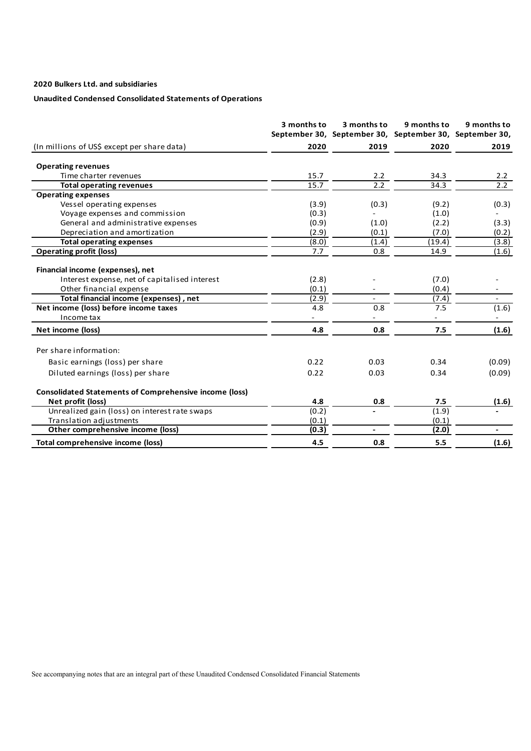**2020 Bulkers Ltd. and subsidiaries**

**Unaudited Condensed Consolidated Statements of Operations**

| (In millions of US$ except per share data) | 3 months to September 30, 2020 | 3 months to September 30, 2019 | 9 months to September 30, 2020 | 9 months to September 30, 2019 |
|---|---|---|---|---|
| **Operating revenues** | | | | |
| Time charter revenues | 15.7 | 2.2 | 34.3 | 2.2 |
| **Total operating revenues** | 15.7 | 2.2 | 34.3 | 2.2 |
| **Operating expenses** | | | | |
| Vessel operating expenses | (3.9) | (0.3) | (9.2) | (0.3) |
| Voyage expenses and commission | (0.3) | - | (1.0) | - |
| General and administrative expenses | (0.9) | (1.0) | (2.2) | (3.3) |
| Depreciation and amortization | (2.9) | (0.1) | (7.0) | (0.2) |
| **Total operating expenses** | (8.0) | (1.4) | (19.4) | (3.8) |
| **Operating profit (loss)** | 7.7 | 0.8 | 14.9 | (1.6) |
| | | | | |
| **Financial income (expenses), net** | | | | |
| Interest expense, net of capitalised interest | (2.8) | - | (7.0) | - |
| Other financial expense | (0.1) | - | (0.4) | - |
| **Total financial income (expenses) , net** | (2.9) | - | (7.4) | - |
| **Net income (loss) before income taxes** | 4.8 | 0.8 | 7.5 | (1.6) |
| Income tax | - | - | - | - |
| **Net income (loss)** | **4.8** | **0.8** | **7.5** | **(1.6)** |
| | | | | |
| Per share information: | | | | |
| Basic earnings (loss) per share | 0.22 | 0.03 | 0.34 | (0.09) |
| Diluted earnings (loss) per share | 0.22 | 0.03 | 0.34 | (0.09) |
| | | | | |
| **Consolidated Statements of Comprehensive income (loss)** | | | | |
| **Net profit (loss)** | **4.8** | **0.8** | **7.5** | **(1.6)** |
| Unrealized gain (loss) on interest rate swaps | (0.2) | - | (1.9) | - |
| Translation adjustments | (0.1) | | (0.1) | |
| **Other comprehensive income (loss)** | **(0.3)** | **-** | **(2.0)** | **-** |
| **Total comprehensive income (loss)** | **4.5** | **0.8** | **5.5** | **(1.6)** |

See accompanying notes that are an integral part of these Unaudited Condensed Consolidated Financial Statements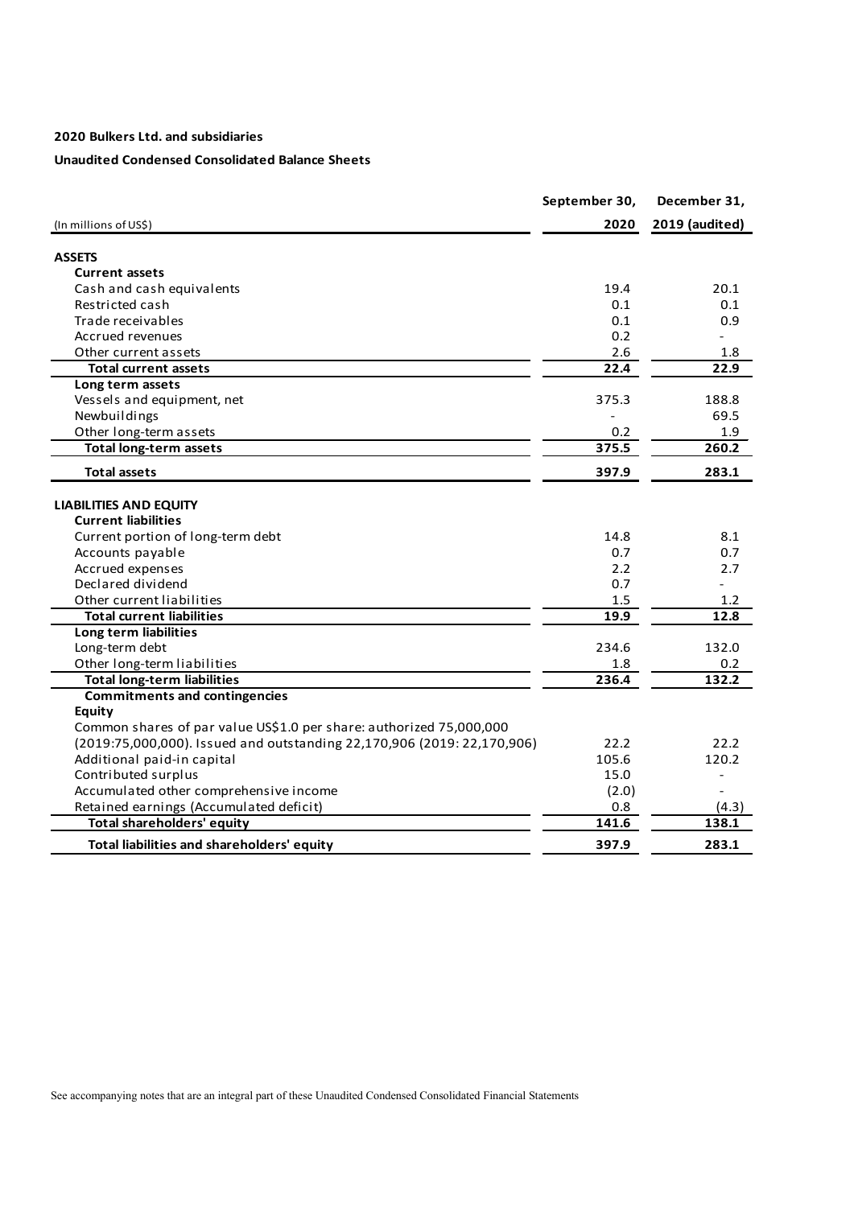**2020 Bulkers Ltd. and subsidiaries**

**Unaudited Condensed Consolidated Balance Sheets**

| (In millions of US$) | September 30, 2020 | December 31, 2019 (audited) |
|---|---|---|
| **ASSETS** | | |
| **Current assets** | | |
| Cash and cash equivalents | 19.4 | 20.1 |
| Restricted cash | 0.1 | 0.1 |
| Trade receivables | 0.1 | 0.9 |
| Accrued revenues | 0.2 | - |
| Other current assets | 2.6 | 1.8 |
| **Total current assets** | **22.4** | **22.9** |
| **Long term assets** | | |
| Vessels and equipment, net | 375.3 | 188.8 |
| Newbuildings | - | 69.5 |
| Other long-term assets | 0.2 | 1.9 |
| **Total long-term assets** | **375.5** | **260.2** |
| **Total assets** | **397.9** | **283.1** |
| **LIABILITIES AND EQUITY** | | |
| **Current liabilities** | | |
| Current portion of long-term debt | 14.8 | 8.1 |
| Accounts payable | 0.7 | 0.7 |
| Accrued expenses | 2.2 | 2.7 |
| Declared dividend | 0.7 | - |
| Other current liabilities | 1.5 | 1.2 |
| **Total current liabilities** | **19.9** | **12.8** |
| **Long term liabilities** | | |
| Long-term debt | 234.6 | 132.0 |
| Other long-term liabilities | 1.8 | 0.2 |
| **Total long-term liabilities** | **236.4** | **132.2** |
| **Commitments and contingencies** | | |
| **Equity** | | |
| Common shares of par value US$1.0 per share: authorized 75,000,000 (2019:75,000,000). Issued and outstanding 22,170,906 (2019: 22,170,906) | 22.2 | 22.2 |
| Additional paid-in capital | 105.6 | 120.2 |
| Contributed surplus | 15.0 | - |
| Accumulated other comprehensive income | (2.0) | - |
| Retained earnings (Accumulated deficit) | 0.8 | (4.3) |
| **Total shareholders' equity** | **141.6** | **138.1** |
| **Total liabilities and shareholders' equity** | **397.9** | **283.1** |

See accompanying notes that are an integral part of these Unaudited Condensed Consolidated Financial Statements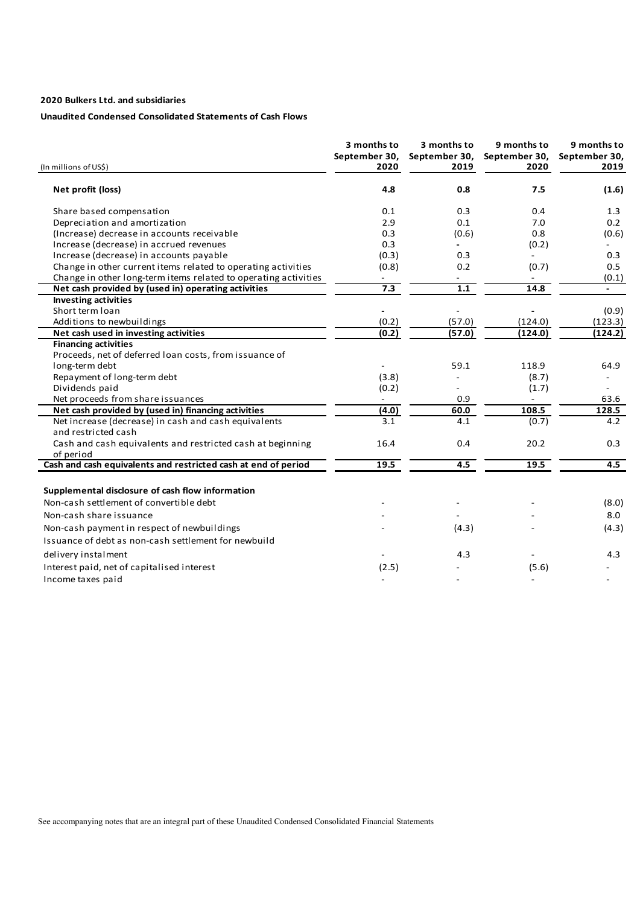**2020 Bulkers Ltd. and subsidiaries**

**Unaudited Condensed Consolidated Statements of Cash Flows**

| (In millions of US$) | 3 months to September 30, 2020 | 3 months to September 30, 2019 | 9 months to September 30, 2020 | 9 months to September 30, 2019 |
|---|---|---|---|---|
| **Net profit (loss)** | **4.8** | **0.8** | **7.5** | **(1.6)** |
| Share based compensation | 0.1 | 0.3 | 0.4 | 1.3 |
| Depreciation and amortization | 2.9 | 0.1 | 7.0 | 0.2 |
| (Increase) decrease in accounts receivable | 0.3 | (0.6) | 0.8 | (0.6) |
| Increase (decrease) in accrued revenues | 0.3 | - | (0.2) | - |
| Increase (decrease) in accounts payable | (0.3) | 0.3 | - | 0.3 |
| Change in other current items related to operating activities | (0.8) | 0.2 | (0.7) | 0.5 |
| Change in other long-term items related to operating activities | - | - | - | (0.1) |
| **Net cash provided by (used in) operating activities** | **7.3** | **1.1** | **14.8** | **-** |
| **Investing activities** | | | | |
| Short term loan | - | - | - | (0.9) |
| Additions to newbuildings | (0.2) | (57.0) | (124.0) | (123.3) |
| **Net cash used in investing activities** | **(0.2)** | **(57.0)** | **(124.0)** | **(124.2)** |
| **Financing activities** | | | | |
| Proceeds, net of deferred loan costs, from issuance of long-term debt | - | 59.1 | 118.9 | 64.9 |
| Repayment of long-term debt | (3.8) | - | (8.7) | - |
| Dividends paid | (0.2) | - | (1.7) | - |
| Net proceeds from share issuances | - | 0.9 | - | 63.6 |
| **Net cash provided by (used in) financing activities** | **(4.0)** | **60.0** | **108.5** | **128.5** |
| Net increase (decrease) in cash and cash equivalents and restricted cash | 3.1 | 4.1 | (0.7) | 4.2 |
| Cash and cash equivalents and restricted cash at beginning of period | 16.4 | 0.4 | 20.2 | 0.3 |
| **Cash and cash equivalents and restricted cash at end of period** | **19.5** | **4.5** | **19.5** | **4.5** |

**Supplemental disclosure of cash flow information**

| | | | | |
|---|---|---|---|---|
| Non-cash settlement of convertible debt | - | - | - | (8.0) |
| Non-cash share issuance | - | - | - | 8.0 |
| Non-cash payment in respect of newbuildings | - | (4.3) | - | (4.3) |
| Issuance of debt as non-cash settlement for newbuild delivery instalment | - | 4.3 | - | 4.3 |
| Interest paid, net of capitalised interest | (2.5) | - | (5.6) | - |
| Income taxes paid | - | - | - | - |

See accompanying notes that are an integral part of these Unaudited Condensed Consolidated Financial Statements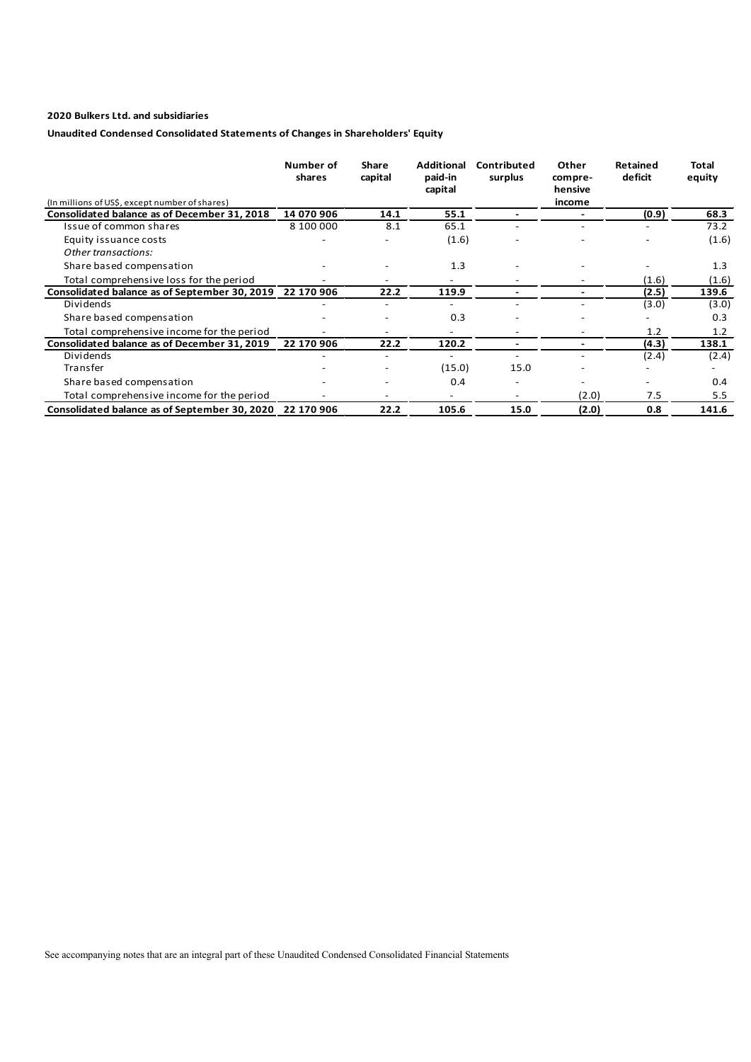**2020 Bulkers Ltd. and subsidiaries**

**Unaudited Condensed Consolidated Statements of Changes in Shareholders' Equity**

| (In millions of US$, except number of shares) | Number of shares | Share capital | Additional paid-in capital | Contributed surplus | Other compre-hensive income | Retained deficit | Total equity |
|---|---|---|---|---|---|---|---|
| **Consolidated balance as of December 31, 2018** | **14 070 906** | **14.1** | **55.1** | **-** | **-** | **(0.9)** | **68.3** |
| Issue of common shares | 8 100 000 | 8.1 | 65.1 | - | - | - | 73.2 |
| Equity issuance costs | - | - | (1.6) | - | - | - | (1.6) |
| *Other transactions:* | | | | | | | |
| Share based compensation | - | - | 1.3 | - | - | - | 1.3 |
| Total comprehensive loss for the period | - | - | - | - | - | (1.6) | (1.6) |
| **Consolidated balance as of September 30, 2019** | **22 170 906** | **22.2** | **119.9** | **-** | **-** | **(2.5)** | **139.6** |
| Dividends | - | - | - | - | - | (3.0) | (3.0) |
| Share based compensation | - | - | 0.3 | - | - | - | 0.3 |
| Total comprehensive income for the period | - | - | - | - | - | 1.2 | 1.2 |
| **Consolidated balance as of December 31, 2019** | **22 170 906** | **22.2** | **120.2** | **-** | **-** | **(4.3)** | **138.1** |
| Dividends | - | - | - | - | - | (2.4) | (2.4) |
| Transfer | - | - | (15.0) | 15.0 | - | - | - |
| Share based compensation | - | - | 0.4 | - | - | - | 0.4 |
| Total comprehensive income for the period | - | - | - | - | (2.0) | 7.5 | 5.5 |
| **Consolidated balance as of September 30, 2020** | **22 170 906** | **22.2** | **105.6** | **15.0** | **(2.0)** | **0.8** | **141.6** |

See accompanying notes that are an integral part of these Unaudited Condensed Consolidated Financial Statements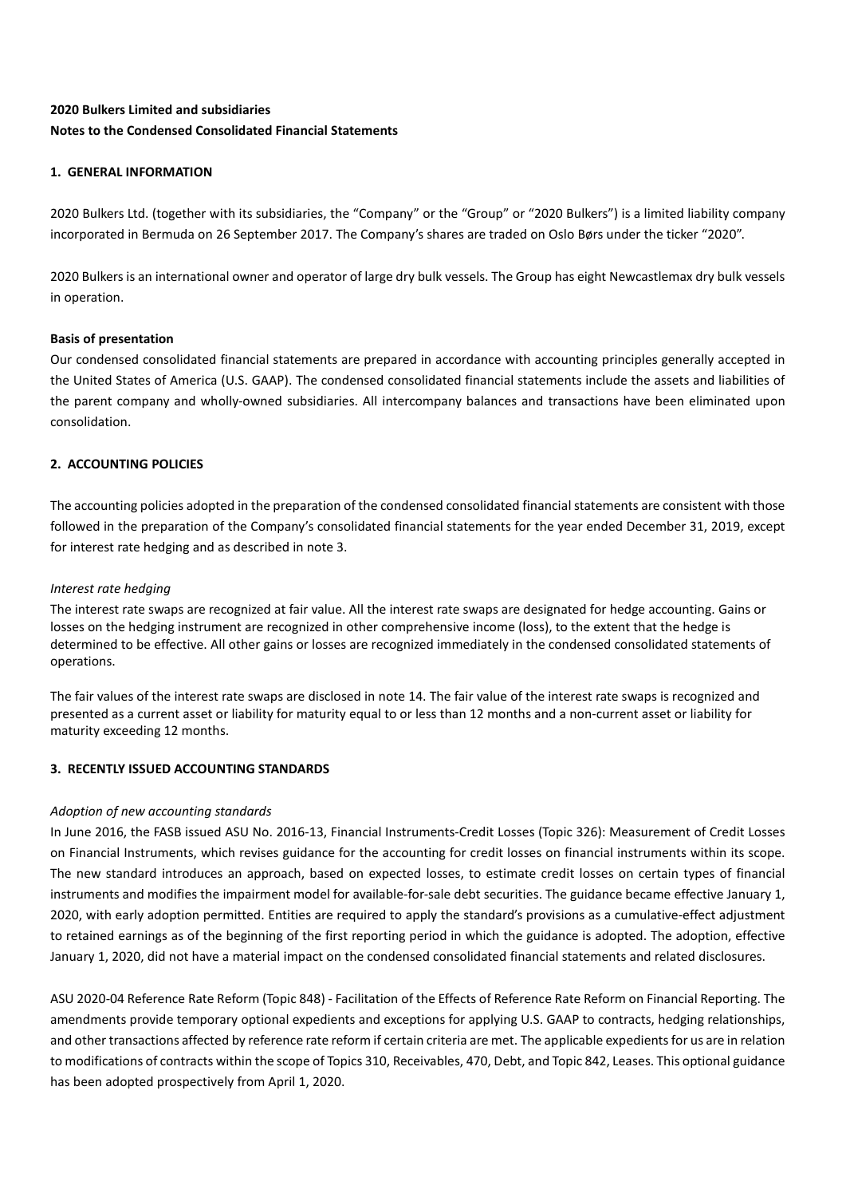**2020 Bulkers Limited and subsidiaries**
**Notes to the Condensed Consolidated Financial Statements**

## 1. GENERAL INFORMATION

2020 Bulkers Ltd. (together with its subsidiaries, the "Company" or the "Group" or "2020 Bulkers") is a limited liability company incorporated in Bermuda on 26 September 2017. The Company's shares are traded on Oslo Børs under the ticker "2020".

2020 Bulkers is an international owner and operator of large dry bulk vessels. The Group has eight Newcastlemax dry bulk vessels in operation.

**Basis of presentation**

Our condensed consolidated financial statements are prepared in accordance with accounting principles generally accepted in the United States of America (U.S. GAAP). The condensed consolidated financial statements include the assets and liabilities of the parent company and wholly-owned subsidiaries. All intercompany balances and transactions have been eliminated upon consolidation.

## 2. ACCOUNTING POLICIES

The accounting policies adopted in the preparation of the condensed consolidated financial statements are consistent with those followed in the preparation of the Company's consolidated financial statements for the year ended December 31, 2019, except for interest rate hedging and as described in note 3.

*Interest rate hedging*

The interest rate swaps are recognized at fair value. All the interest rate swaps are designated for hedge accounting. Gains or losses on the hedging instrument are recognized in other comprehensive income (loss), to the extent that the hedge is determined to be effective. All other gains or losses are recognized immediately in the condensed consolidated statements of operations.

The fair values of the interest rate swaps are disclosed in note 14. The fair value of the interest rate swaps is recognized and presented as a current asset or liability for maturity equal to or less than 12 months and a non-current asset or liability for maturity exceeding 12 months.

## 3. RECENTLY ISSUED ACCOUNTING STANDARDS

*Adoption of new accounting standards*

In June 2016, the FASB issued ASU No. 2016-13, Financial Instruments-Credit Losses (Topic 326): Measurement of Credit Losses on Financial Instruments, which revises guidance for the accounting for credit losses on financial instruments within its scope. The new standard introduces an approach, based on expected losses, to estimate credit losses on certain types of financial instruments and modifies the impairment model for available-for-sale debt securities. The guidance became effective January 1, 2020, with early adoption permitted. Entities are required to apply the standard's provisions as a cumulative-effect adjustment to retained earnings as of the beginning of the first reporting period in which the guidance is adopted. The adoption, effective January 1, 2020, did not have a material impact on the condensed consolidated financial statements and related disclosures.

ASU 2020-04 Reference Rate Reform (Topic 848) - Facilitation of the Effects of Reference Rate Reform on Financial Reporting. The amendments provide temporary optional expedients and exceptions for applying U.S. GAAP to contracts, hedging relationships, and other transactions affected by reference rate reform if certain criteria are met. The applicable expedients for us are in relation to modifications of contracts within the scope of Topics 310, Receivables, 470, Debt, and Topic 842, Leases. This optional guidance has been adopted prospectively from April 1, 2020.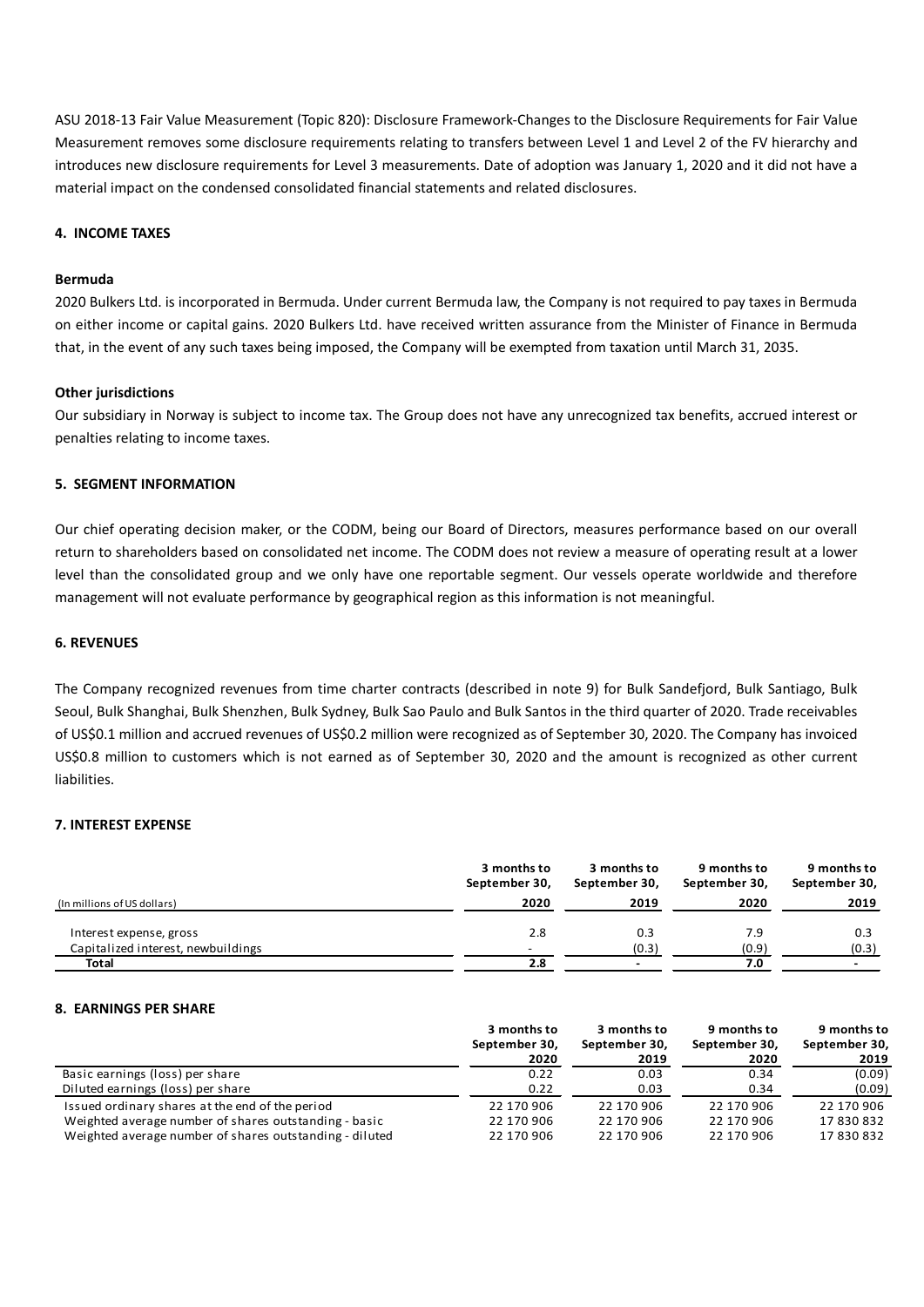ASU 2018-13 Fair Value Measurement (Topic 820): Disclosure Framework-Changes to the Disclosure Requirements for Fair Value Measurement removes some disclosure requirements relating to transfers between Level 1 and Level 2 of the FV hierarchy and introduces new disclosure requirements for Level 3 measurements. Date of adoption was January 1, 2020 and it did not have a material impact on the condensed consolidated financial statements and related disclosures.

## 4. INCOME TAXES

**Bermuda**

2020 Bulkers Ltd. is incorporated in Bermuda. Under current Bermuda law, the Company is not required to pay taxes in Bermuda on either income or capital gains. 2020 Bulkers Ltd. have received written assurance from the Minister of Finance in Bermuda that, in the event of any such taxes being imposed, the Company will be exempted from taxation until March 31, 2035.

**Other jurisdictions**

Our subsidiary in Norway is subject to income tax. The Group does not have any unrecognized tax benefits, accrued interest or penalties relating to income taxes.

## 5. SEGMENT INFORMATION

Our chief operating decision maker, or the CODM, being our Board of Directors, measures performance based on our overall return to shareholders based on consolidated net income. The CODM does not review a measure of operating result at a lower level than the consolidated group and we only have one reportable segment. Our vessels operate worldwide and therefore management will not evaluate performance by geographical region as this information is not meaningful.

## 6. REVENUES

The Company recognized revenues from time charter contracts (described in note 9) for Bulk Sandefjord, Bulk Santiago, Bulk Seoul, Bulk Shanghai, Bulk Shenzhen, Bulk Sydney, Bulk Sao Paulo and Bulk Santos in the third quarter of 2020. Trade receivables of US$0.1 million and accrued revenues of US$0.2 million were recognized as of September 30, 2020. The Company has invoiced US$0.8 million to customers which is not earned as of September 30, 2020 and the amount is recognized as other current liabilities.

## 7. INTEREST EXPENSE

| (In millions of US dollars) | 3 months to September 30, 2020 | 3 months to September 30, 2019 | 9 months to September 30, 2020 | 9 months to September 30, 2019 |
|---|---|---|---|---|
| Interest expense, gross | 2.8 | 0.3 | 7.9 | 0.3 |
| Capitalized interest, newbuildings | - | (0.3) | (0.9) | (0.3) |
| **Total** | **2.8** | **-** | **7.0** | **-** |

## 8. EARNINGS PER SHARE

| | 3 months to September 30, 2020 | 3 months to September 30, 2019 | 9 months to September 30, 2020 | 9 months to September 30, 2019 |
|---|---|---|---|---|
| Basic earnings (loss) per share | 0.22 | 0.03 | 0.34 | (0.09) |
| Diluted earnings (loss) per share | 0.22 | 0.03 | 0.34 | (0.09) |
| Issued ordinary shares at the end of the period | 22 170 906 | 22 170 906 | 22 170 906 | 22 170 906 |
| Weighted average number of shares outstanding - basic | 22 170 906 | 22 170 906 | 22 170 906 | 17 830 832 |
| Weighted average number of shares outstanding - diluted | 22 170 906 | 22 170 906 | 22 170 906 | 17 830 832 |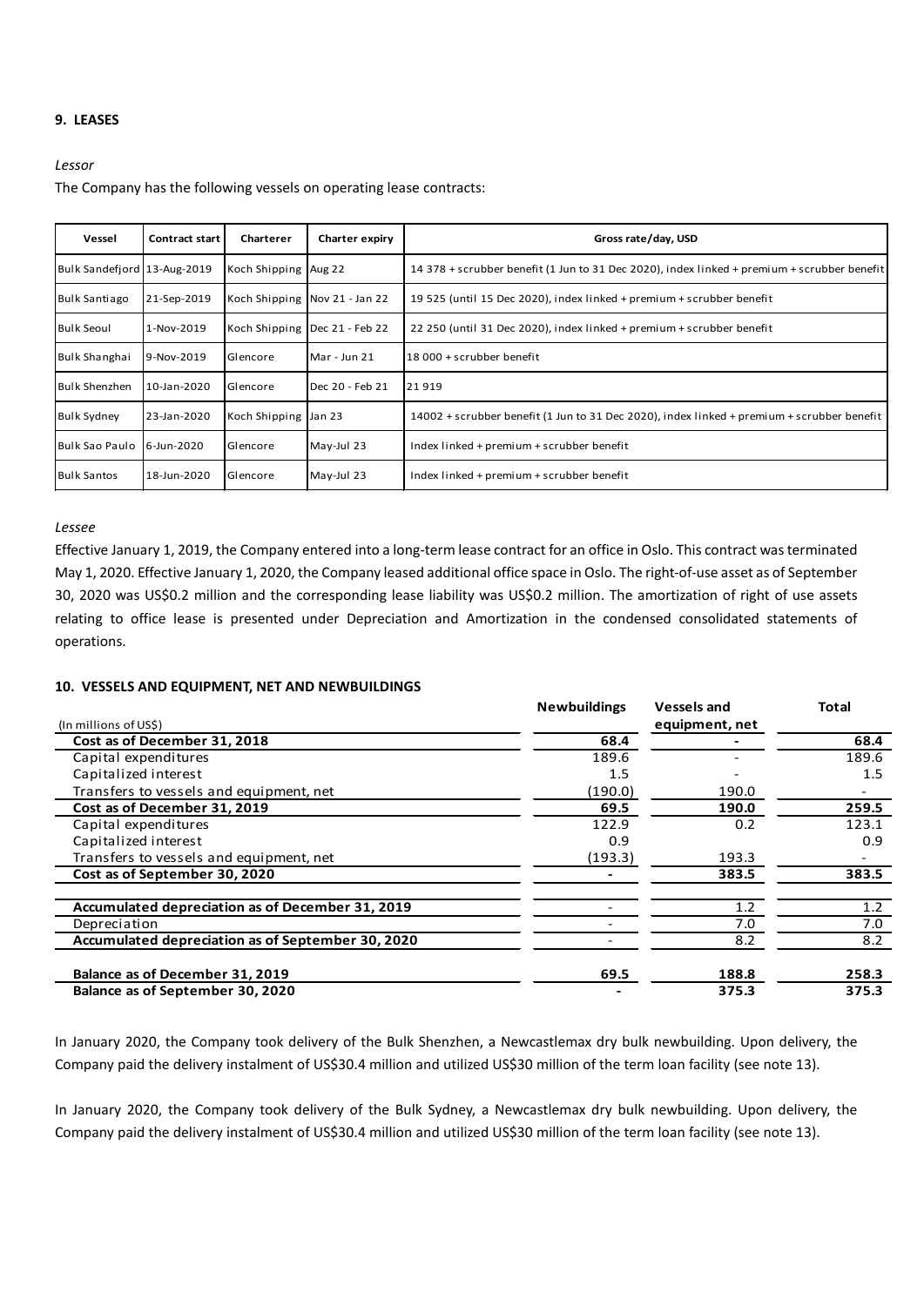## 9. LEASES

*Lessor*

The Company has the following vessels on operating lease contracts:

| Vessel | Contract start | Charterer | Charter expiry | Gross rate/day, USD |
|---|---|---|---|---|
| Bulk Sandefjord | 13-Aug-2019 | Koch Shipping | Aug 22 | 14 378 + scrubber benefit (1 Jun to 31 Dec 2020), index linked + premium + scrubber benefit |
| Bulk Santiago | 21-Sep-2019 | Koch Shipping | Nov 21 - Jan 22 | 19 525 (until 15 Dec 2020), index linked + premium + scrubber benefit |
| Bulk Seoul | 1-Nov-2019 | Koch Shipping | Dec 21 - Feb 22 | 22 250 (until 31 Dec 2020), index linked + premium + scrubber benefit |
| Bulk Shanghai | 9-Nov-2019 | Glencore | Mar - Jun 21 | 18 000 + scrubber benefit |
| Bulk Shenzhen | 10-Jan-2020 | Glencore | Dec 20 - Feb 21 | 21 919 |
| Bulk Sydney | 23-Jan-2020 | Koch Shipping | Jan 23 | 14002 + scrubber benefit (1 Jun to 31 Dec 2020), index linked + premium + scrubber benefit |
| Bulk Sao Paulo | 6-Jun-2020 | Glencore | May-Jul 23 | Index linked + premium + scrubber benefit |
| Bulk Santos | 18-Jun-2020 | Glencore | May-Jul 23 | Index linked + premium + scrubber benefit |

*Lessee*

Effective January 1, 2019, the Company entered into a long-term lease contract for an office in Oslo. This contract was terminated May 1, 2020. Effective January 1, 2020, the Company leased additional office space in Oslo. The right-of-use asset as of September 30, 2020 was US$0.2 million and the corresponding lease liability was US$0.2 million. The amortization of right of use assets relating to office lease is presented under Depreciation and Amortization in the condensed consolidated statements of operations.

## 10. VESSELS AND EQUIPMENT, NET AND NEWBUILDINGS

| (In millions of US$) | Newbuildings | Vessels and equipment, net | Total |
|---|---|---|---|
| **Cost as of December 31, 2018** | **68.4** | **-** | **68.4** |
| Capital expenditures | 189.6 | - | 189.6 |
| Capitalized interest | 1.5 | - | 1.5 |
| Transfers to vessels and equipment, net | (190.0) | 190.0 | - |
| **Cost as of December 31, 2019** | **69.5** | **190.0** | **259.5** |
| Capital expenditures | 122.9 | 0.2 | 123.1 |
| Capitalized interest | 0.9 | | 0.9 |
| Transfers to vessels and equipment, net | (193.3) | 193.3 | - |
| **Cost as of September 30, 2020** | **-** | **383.5** | **383.5** |
| | | | |
| **Accumulated depreciation as of December 31, 2019** | - | 1.2 | 1.2 |
| Depreciation | - | 7.0 | 7.0 |
| **Accumulated depreciation as of September 30, 2020** | - | 8.2 | 8.2 |
| | | | |
| **Balance as of December 31, 2019** | **69.5** | **188.8** | **258.3** |
| **Balance as of September 30, 2020** | **-** | **375.3** | **375.3** |

In January 2020, the Company took delivery of the Bulk Shenzhen, a Newcastlemax dry bulk newbuilding. Upon delivery, the Company paid the delivery instalment of US$30.4 million and utilized US$30 million of the term loan facility (see note 13).

In January 2020, the Company took delivery of the Bulk Sydney, a Newcastlemax dry bulk newbuilding. Upon delivery, the Company paid the delivery instalment of US$30.4 million and utilized US$30 million of the term loan facility (see note 13).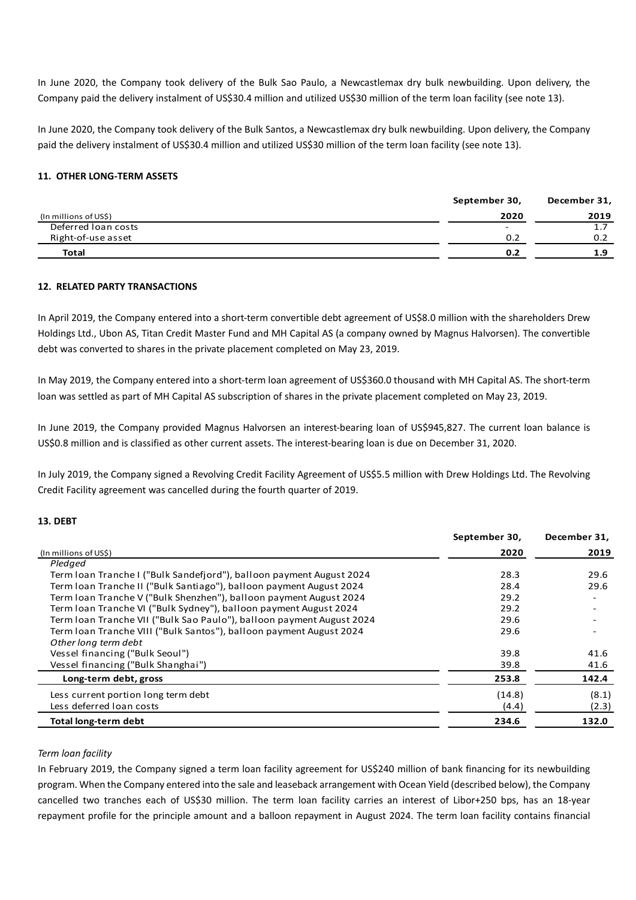In June 2020, the Company took delivery of the Bulk Sao Paulo, a Newcastlemax dry bulk newbuilding. Upon delivery, the Company paid the delivery instalment of US$30.4 million and utilized US$30 million of the term loan facility (see note 13).

In June 2020, the Company took delivery of the Bulk Santos, a Newcastlemax dry bulk newbuilding. Upon delivery, the Company paid the delivery instalment of US$30.4 million and utilized US$30 million of the term loan facility (see note 13).

### 11. OTHER LONG-TERM ASSETS

| (In millions of US$) | September 30, 2020 | December 31, 2019 |
|---|---|---|
| Deferred loan costs | - | 1.7 |
| Right-of-use asset | 0.2 | 0.2 |
| **Total** | **0.2** | **1.9** |

### 12. RELATED PARTY TRANSACTIONS

In April 2019, the Company entered into a short-term convertible debt agreement of US$8.0 million with the shareholders Drew Holdings Ltd., Ubon AS, Titan Credit Master Fund and MH Capital AS (a company owned by Magnus Halvorsen). The convertible debt was converted to shares in the private placement completed on May 23, 2019.

In May 2019, the Company entered into a short-term loan agreement of US$360.0 thousand with MH Capital AS. The short-term loan was settled as part of MH Capital AS subscription of shares in the private placement completed on May 23, 2019.

In June 2019, the Company provided Magnus Halvorsen an interest-bearing loan of US$945,827. The current loan balance is US$0.8 million and is classified as other current assets. The interest-bearing loan is due on December 31, 2020.

In July 2019, the Company signed a Revolving Credit Facility Agreement of US$5.5 million with Drew Holdings Ltd. The Revolving Credit Facility agreement was cancelled during the fourth quarter of 2019.

### 13. DEBT

| (In millions of US$) | September 30, 2020 | December 31, 2019 |
|---|---|---|
| *Pledged* | | |
| Term loan Tranche I ("Bulk Sandefjord"), balloon payment August 2024 | 28.3 | 29.6 |
| Term loan Tranche II ("Bulk Santiago"), balloon payment August 2024 | 28.4 | 29.6 |
| Term loan Tranche V ("Bulk Shenzhen"), balloon payment August 2024 | 29.2 | - |
| Term loan Tranche VI ("Bulk Sydney"), balloon payment August 2024 | 29.2 | - |
| Term loan Tranche VII ("Bulk Sao Paulo"), balloon payment August 2024 | 29.6 | - |
| Term loan Tranche VIII ("Bulk Santos"), balloon payment August 2024 | 29.6 | - |
| *Other long term debt* | | |
| Vessel financing ("Bulk Seoul") | 39.8 | 41.6 |
| Vessel financing ("Bulk Shanghai") | 39.8 | 41.6 |
| **Long-term debt, gross** | **253.8** | **142.4** |
| Less current portion long term debt | (14.8) | (8.1) |
| Less deferred loan costs | (4.4) | (2.3) |
| **Total long-term debt** | **234.6** | **132.0** |

*Term loan facility*

In February 2019, the Company signed a term loan facility agreement for US$240 million of bank financing for its newbuilding program. When the Company entered into the sale and leaseback arrangement with Ocean Yield (described below), the Company cancelled two tranches each of US$30 million. The term loan facility carries an interest of Libor+250 bps, has an 18-year repayment profile for the principle amount and a balloon repayment in August 2024. The term loan facility contains financial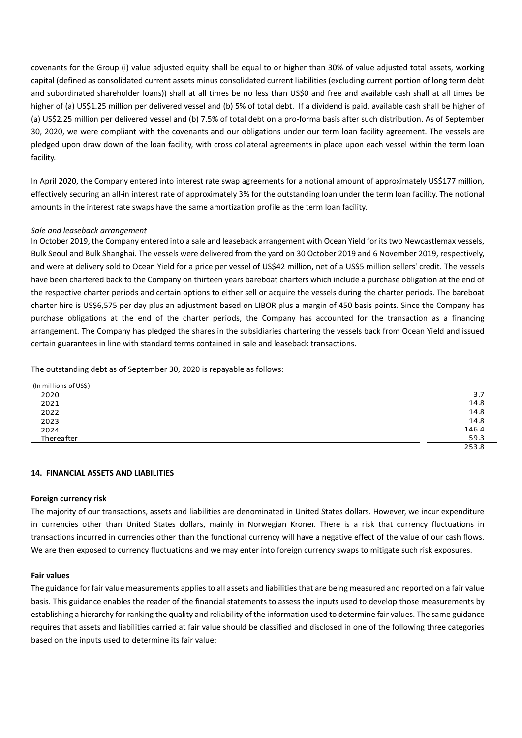covenants for the Group (i) value adjusted equity shall be equal to or higher than 30% of value adjusted total assets, working capital (defined as consolidated current assets minus consolidated current liabilities (excluding current portion of long term debt and subordinated shareholder loans)) shall at all times be no less than US$0 and free and available cash shall at all times be higher of (a) US$1.25 million per delivered vessel and (b) 5% of total debt. If a dividend is paid, available cash shall be higher of (a) US$2.25 million per delivered vessel and (b) 7.5% of total debt on a pro-forma basis after such distribution. As of September 30, 2020, we were compliant with the covenants and our obligations under our term loan facility agreement. The vessels are pledged upon draw down of the loan facility, with cross collateral agreements in place upon each vessel within the term loan facility.

In April 2020, the Company entered into interest rate swap agreements for a notional amount of approximately US$177 million, effectively securing an all-in interest rate of approximately 3% for the outstanding loan under the term loan facility. The notional amounts in the interest rate swaps have the same amortization profile as the term loan facility.

*Sale and leaseback arrangement*

In October 2019, the Company entered into a sale and leaseback arrangement with Ocean Yield for its two Newcastlemax vessels, Bulk Seoul and Bulk Shanghai. The vessels were delivered from the yard on 30 October 2019 and 6 November 2019, respectively, and were at delivery sold to Ocean Yield for a price per vessel of US$42 million, net of a US$5 million sellers' credit. The vessels have been chartered back to the Company on thirteen years bareboat charters which include a purchase obligation at the end of the respective charter periods and certain options to either sell or acquire the vessels during the charter periods. The bareboat charter hire is US$6,575 per day plus an adjustment based on LIBOR plus a margin of 450 basis points. Since the Company has purchase obligations at the end of the charter periods, the Company has accounted for the transaction as a financing arrangement. The Company has pledged the shares in the subsidiaries chartering the vessels back from Ocean Yield and issued certain guarantees in line with standard terms contained in sale and leaseback transactions.

The outstanding debt as of September 30, 2020 is repayable as follows:

| (In millions of US$) | |
|---|---|
| 2020 | 3.7 |
| 2021 | 14.8 |
| 2022 | 14.8 |
| 2023 | 14.8 |
| 2024 | 146.4 |
| Thereafter | 59.3 |
| | 253.8 |

**14. FINANCIAL ASSETS AND LIABILITIES**

**Foreign currency risk**

The majority of our transactions, assets and liabilities are denominated in United States dollars. However, we incur expenditure in currencies other than United States dollars, mainly in Norwegian Kroner. There is a risk that currency fluctuations in transactions incurred in currencies other than the functional currency will have a negative effect of the value of our cash flows. We are then exposed to currency fluctuations and we may enter into foreign currency swaps to mitigate such risk exposures.

**Fair values**

The guidance for fair value measurements applies to all assets and liabilities that are being measured and reported on a fair value basis. This guidance enables the reader of the financial statements to assess the inputs used to develop those measurements by establishing a hierarchy for ranking the quality and reliability of the information used to determine fair values. The same guidance requires that assets and liabilities carried at fair value should be classified and disclosed in one of the following three categories based on the inputs used to determine its fair value: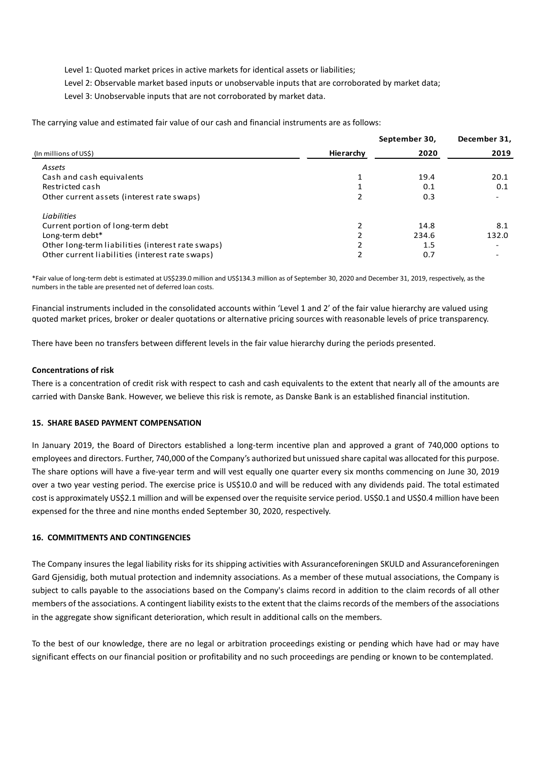Level 1: Quoted market prices in active markets for identical assets or liabilities;

Level 2: Observable market based inputs or unobservable inputs that are corroborated by market data;

Level 3: Unobservable inputs that are not corroborated by market data.

The carrying value and estimated fair value of our cash and financial instruments are as follows:

| (In millions of US$) | Hierarchy | September 30, 2020 | December 31, 2019 |
|---|---|---|---|
| *Assets* | | | |
| Cash and cash equivalents | 1 | 19.4 | 20.1 |
| Restricted cash | 1 | 0.1 | 0.1 |
| Other current assets (interest rate swaps) | 2 | 0.3 | - |
| *Liabilities* | | | |
| Current portion of long-term debt | 2 | 14.8 | 8.1 |
| Long-term debt* | 2 | 234.6 | 132.0 |
| Other long-term liabilities (interest rate swaps) | 2 | 1.5 | - |
| Other current liabilities (interest rate swaps) | 2 | 0.7 | - |

*Fair value of long-term debt is estimated at US$239.0 million and US$134.3 million as of September 30, 2020 and December 31, 2019, respectively, as the numbers in the table are presented net of deferred loan costs.

Financial instruments included in the consolidated accounts within 'Level 1 and 2' of the fair value hierarchy are valued using quoted market prices, broker or dealer quotations or alternative pricing sources with reasonable levels of price transparency.

There have been no transfers between different levels in the fair value hierarchy during the periods presented.

**Concentrations of risk**

There is a concentration of credit risk with respect to cash and cash equivalents to the extent that nearly all of the amounts are carried with Danske Bank. However, we believe this risk is remote, as Danske Bank is an established financial institution.

## 15. SHARE BASED PAYMENT COMPENSATION

In January 2019, the Board of Directors established a long-term incentive plan and approved a grant of 740,000 options to employees and directors. Further, 740,000 of the Company's authorized but unissued share capital was allocated for this purpose. The share options will have a five-year term and will vest equally one quarter every six months commencing on June 30, 2019 over a two year vesting period. The exercise price is US$10.0 and will be reduced with any dividends paid. The total estimated cost is approximately US$2.1 million and will be expensed over the requisite service period. US$0.1 and US$0.4 million have been expensed for the three and nine months ended September 30, 2020, respectively.

## 16. COMMITMENTS AND CONTINGENCIES

The Company insures the legal liability risks for its shipping activities with Assuranceforeningen SKULD and Assuranceforeningen Gard Gjensidig, both mutual protection and indemnity associations. As a member of these mutual associations, the Company is subject to calls payable to the associations based on the Company's claims record in addition to the claim records of all other members of the associations. A contingent liability exists to the extent that the claims records of the members of the associations in the aggregate show significant deterioration, which result in additional calls on the members.

To the best of our knowledge, there are no legal or arbitration proceedings existing or pending which have had or may have significant effects on our financial position or profitability and no such proceedings are pending or known to be contemplated.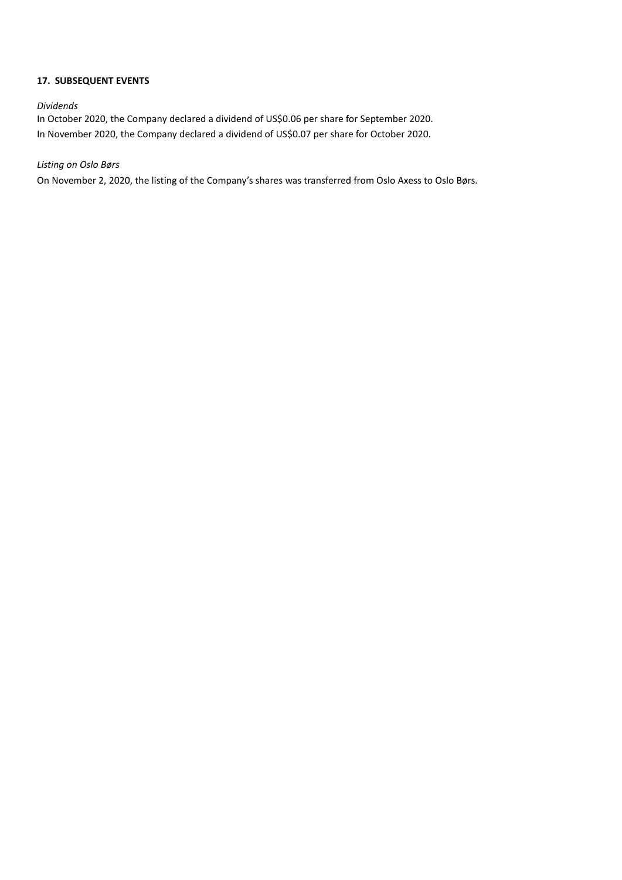## 17. SUBSEQUENT EVENTS

*Dividends*

In October 2020, the Company declared a dividend of US$0.06 per share for September 2020.

In November 2020, the Company declared a dividend of US$0.07 per share for October 2020.

*Listing on Oslo Børs*

On November 2, 2020, the listing of the Company's shares was transferred from Oslo Axess to Oslo Børs.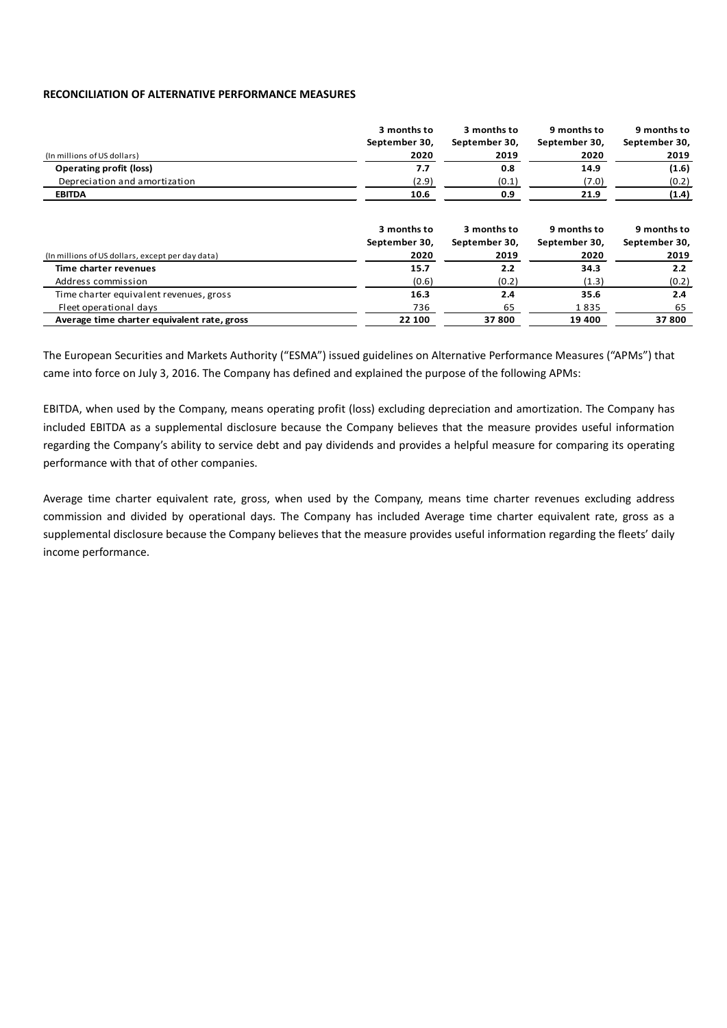**RECONCILIATION OF ALTERNATIVE PERFORMANCE MEASURES**

| (In millions of US dollars) | 3 months to September 30, 2020 | 3 months to September 30, 2019 | 9 months to September 30, 2020 | 9 months to September 30, 2019 |
|---|---|---|---|---|
| **Operating profit (loss)** | **7.7** | **0.8** | **14.9** | **(1.6)** |
| Depreciation and amortization | (2.9) | (0.1) | (7.0) | (0.2) |
| **EBITDA** | **10.6** | **0.9** | **21.9** | **(1.4)** |

| (In millions of US dollars, except per day data) | 3 months to September 30, 2020 | 3 months to September 30, 2019 | 9 months to September 30, 2020 | 9 months to September 30, 2019 |
|---|---|---|---|---|
| **Time charter revenues** | **15.7** | **2.2** | **34.3** | **2.2** |
| Address commission | (0.6) | (0.2) | (1.3) | (0.2) |
| Time charter equivalent revenues, gross | 16.3 | 2.4 | 35.6 | 2.4 |
| Fleet operational days | 736 | 65 | 1 835 | 65 |
| **Average time charter equivalent rate, gross** | **22 100** | **37 800** | **19 400** | **37 800** |

The European Securities and Markets Authority ("ESMA") issued guidelines on Alternative Performance Measures ("APMs") that came into force on July 3, 2016. The Company has defined and explained the purpose of the following APMs:

EBITDA, when used by the Company, means operating profit (loss) excluding depreciation and amortization. The Company has included EBITDA as a supplemental disclosure because the Company believes that the measure provides useful information regarding the Company's ability to service debt and pay dividends and provides a helpful measure for comparing its operating performance with that of other companies.

Average time charter equivalent rate, gross, when used by the Company, means time charter revenues excluding address commission and divided by operational days. The Company has included Average time charter equivalent rate, gross as a supplemental disclosure because the Company believes that the measure provides useful information regarding the fleets' daily income performance.